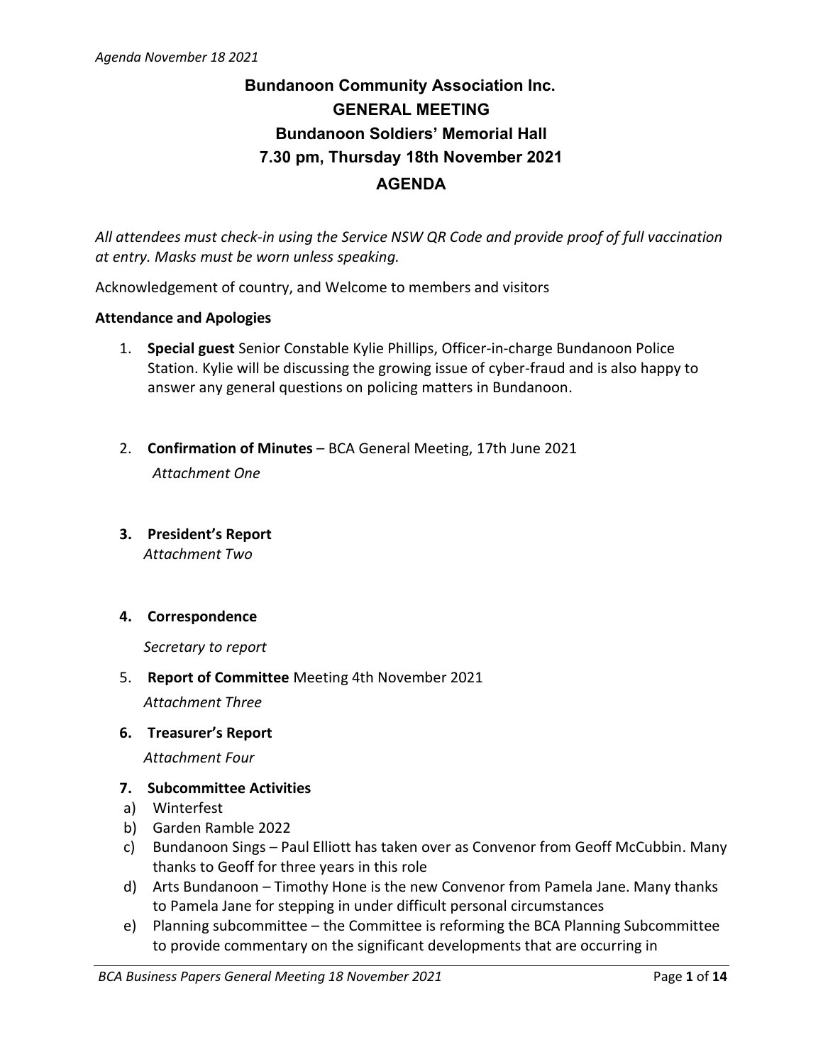# Bundanoon Community Association Inc.

## GENERAL MEETING

## Bundanoon Soldiers' Memorial Hall

## 7.30 pm, Thursday 18th November 2021

## AGENDA

*All attendees must check-in using the Service NSW QR Code and provide proof of full vaccination at entry. Masks must be worn unless speaking.*

Acknowledgement of country, and Welcome to members and visitors

**Attendance and Apologies**

1. **Special guest** Senior Constable Kylie Phillips, Officer-in-charge Bundanoon Police Station. Kylie will be discussing the growing issue of cyber-fraud and is also happy to answer any general questions on policing matters in Bundanoon.

2. **Confirmation of Minutes** – BCA General Meeting, 17th June 2021

   *Attachment One*

3. **President's Report**

   *Attachment Two*

4. **Correspondence**

   *Secretary to report*

5. **Report of Committee** Meeting 4th November 2021

   *Attachment Three*

6. **Treasurer's Report**

   *Attachment Four*

7. **Subcommittee Activities**

   a) Winterfest
   b) Garden Ramble 2022
   c) Bundanoon Sings – Paul Elliott has taken over as Convenor from Geoff McCubbin. Many thanks to Geoff for three years in this role
   d) Arts Bundanoon – Timothy Hone is the new Convenor from Pamela Jane. Many thanks to Pamela Jane for stepping in under difficult personal circumstances
   e) Planning subcommittee – the Committee is reforming the BCA Planning Subcommittee to provide commentary on the significant developments that are occurring in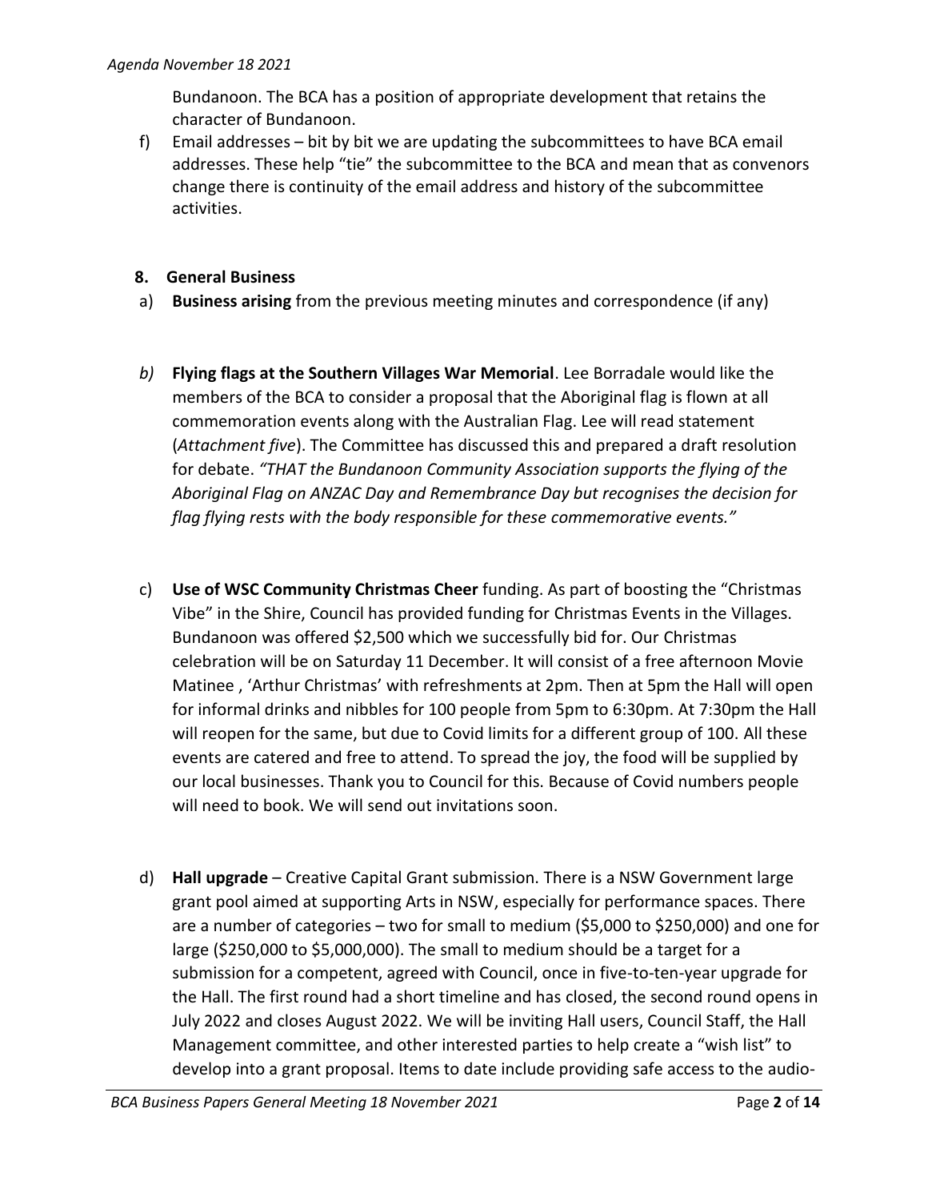Bundanoon. The BCA has a position of appropriate development that retains the character of Bundanoon.

f) Email addresses – bit by bit we are updating the subcommittees to have BCA email addresses. These help "tie" the subcommittee to the BCA and mean that as convenors change there is continuity of the email address and history of the subcommittee activities.

## 8. General Business

a) **Business arising** from the previous meeting minutes and correspondence (if any)

*b)* **Flying flags at the Southern Villages War Memorial**. Lee Borradale would like the members of the BCA to consider a proposal that the Aboriginal flag is flown at all commemoration events along with the Australian Flag. Lee will read statement (*Attachment five*). The Committee has discussed this and prepared a draft resolution for debate. *"THAT the Bundanoon Community Association supports the flying of the Aboriginal Flag on ANZAC Day and Remembrance Day but recognises the decision for flag flying rests with the body responsible for these commemorative events."*

c) **Use of WSC Community Christmas Cheer** funding. As part of boosting the "Christmas Vibe" in the Shire, Council has provided funding for Christmas Events in the Villages. Bundanoon was offered $2,500 which we successfully bid for. Our Christmas celebration will be on Saturday 11 December. It will consist of a free afternoon Movie Matinee , 'Arthur Christmas' with refreshments at 2pm. Then at 5pm the Hall will open for informal drinks and nibbles for 100 people from 5pm to 6:30pm. At 7:30pm the Hall will reopen for the same, but due to Covid limits for a different group of 100. All these events are catered and free to attend. To spread the joy, the food will be supplied by our local businesses. Thank you to Council for this. Because of Covid numbers people will need to book. We will send out invitations soon.

d) **Hall upgrade** – Creative Capital Grant submission. There is a NSW Government large grant pool aimed at supporting Arts in NSW, especially for performance spaces. There are a number of categories – two for small to medium ($5,000 to $250,000) and one for large ($250,000 to $5,000,000). The small to medium should be a target for a submission for a competent, agreed with Council, once in five-to-ten-year upgrade for the Hall. The first round had a short timeline and has closed, the second round opens in July 2022 and closes August 2022. We will be inviting Hall users, Council Staff, the Hall Management committee, and other interested parties to help create a "wish list" to develop into a grant proposal. Items to date include providing safe access to the audio-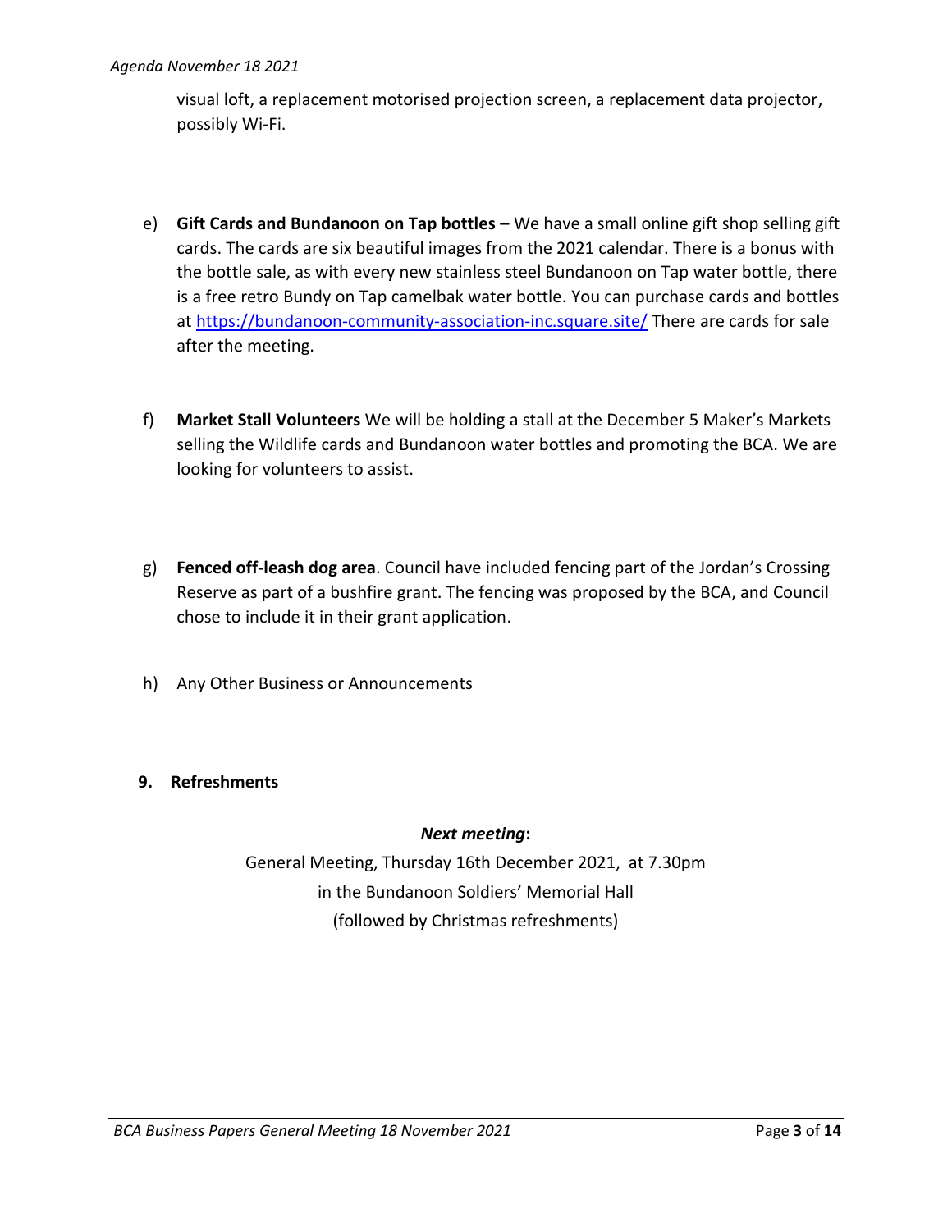visual loft, a replacement motorised projection screen, a replacement data projector, possibly Wi-Fi.

e) **Gift Cards and Bundanoon on Tap bottles** – We have a small online gift shop selling gift cards. The cards are six beautiful images from the 2021 calendar. There is a bonus with the bottle sale, as with every new stainless steel Bundanoon on Tap water bottle, there is a free retro Bundy on Tap camelbak water bottle. You can purchase cards and bottles at https://bundanoon-community-association-inc.square.site/ There are cards for sale after the meeting.

f) **Market Stall Volunteers** We will be holding a stall at the December 5 Maker's Markets selling the Wildlife cards and Bundanoon water bottles and promoting the BCA. We are looking for volunteers to assist.

g) **Fenced off-leash dog area**. Council have included fencing part of the Jordan's Crossing Reserve as part of a bushfire grant. The fencing was proposed by the BCA, and Council chose to include it in their grant application.

h) Any Other Business or Announcements

**9. Refreshments**

***Next meeting*:**

General Meeting, Thursday 16th December 2021, at 7.30pm
in the Bundanoon Soldiers' Memorial Hall
(followed by Christmas refreshments)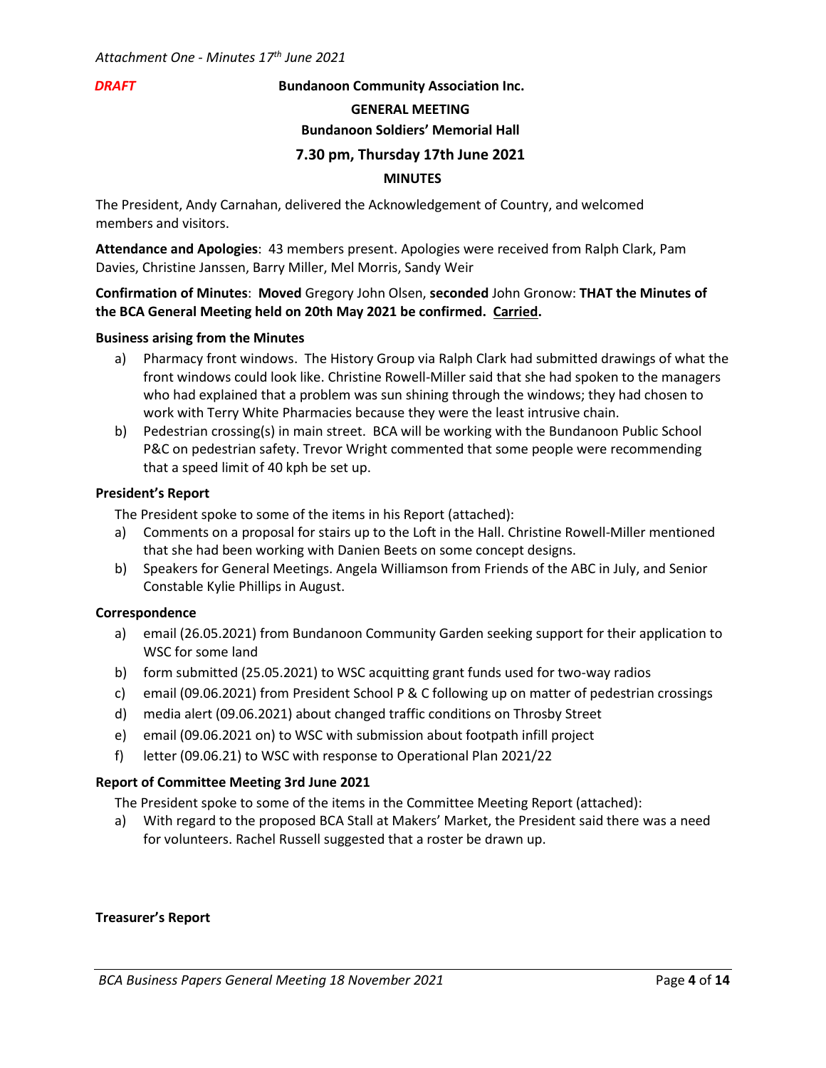*Attachment One - Minutes 17th June 2021*

***DRAFT***

**Bundanoon Community Association Inc.**

**GENERAL MEETING**

**Bundanoon Soldiers' Memorial Hall**

**7.30 pm, Thursday 17th June 2021**

**MINUTES**

The President, Andy Carnahan, delivered the Acknowledgement of Country, and welcomed members and visitors.

**Attendance and Apologies**: 43 members present. Apologies were received from Ralph Clark, Pam Davies, Christine Janssen, Barry Miller, Mel Morris, Sandy Weir

**Confirmation of Minutes**: **Moved** Gregory John Olsen, **seconded** John Gronow: **THAT the Minutes of the BCA General Meeting held on 20th May 2021 be confirmed. <u>Carried</u>.**

**Business arising from the Minutes**

a) Pharmacy front windows. The History Group via Ralph Clark had submitted drawings of what the front windows could look like. Christine Rowell-Miller said that she had spoken to the managers who had explained that a problem was sun shining through the windows; they had chosen to work with Terry White Pharmacies because they were the least intrusive chain.
b) Pedestrian crossing(s) in main street. BCA will be working with the Bundanoon Public School P&C on pedestrian safety. Trevor Wright commented that some people were recommending that a speed limit of 40 kph be set up.

**President's Report**

The President spoke to some of the items in his Report (attached):

a) Comments on a proposal for stairs up to the Loft in the Hall. Christine Rowell-Miller mentioned that she had been working with Danien Beets on some concept designs.
b) Speakers for General Meetings. Angela Williamson from Friends of the ABC in July, and Senior Constable Kylie Phillips in August.

**Correspondence**

a) email (26.05.2021) from Bundanoon Community Garden seeking support for their application to WSC for some land
b) form submitted (25.05.2021) to WSC acquitting grant funds used for two-way radios
c) email (09.06.2021) from President School P & C following up on matter of pedestrian crossings
d) media alert (09.06.2021) about changed traffic conditions on Throsby Street
e) email (09.06.2021 on) to WSC with submission about footpath infill project
f) letter (09.06.21) to WSC with response to Operational Plan 2021/22

**Report of Committee Meeting 3rd June 2021**

The President spoke to some of the items in the Committee Meeting Report (attached):

a) With regard to the proposed BCA Stall at Makers' Market, the President said there was a need for volunteers. Rachel Russell suggested that a roster be drawn up.

**Treasurer's Report**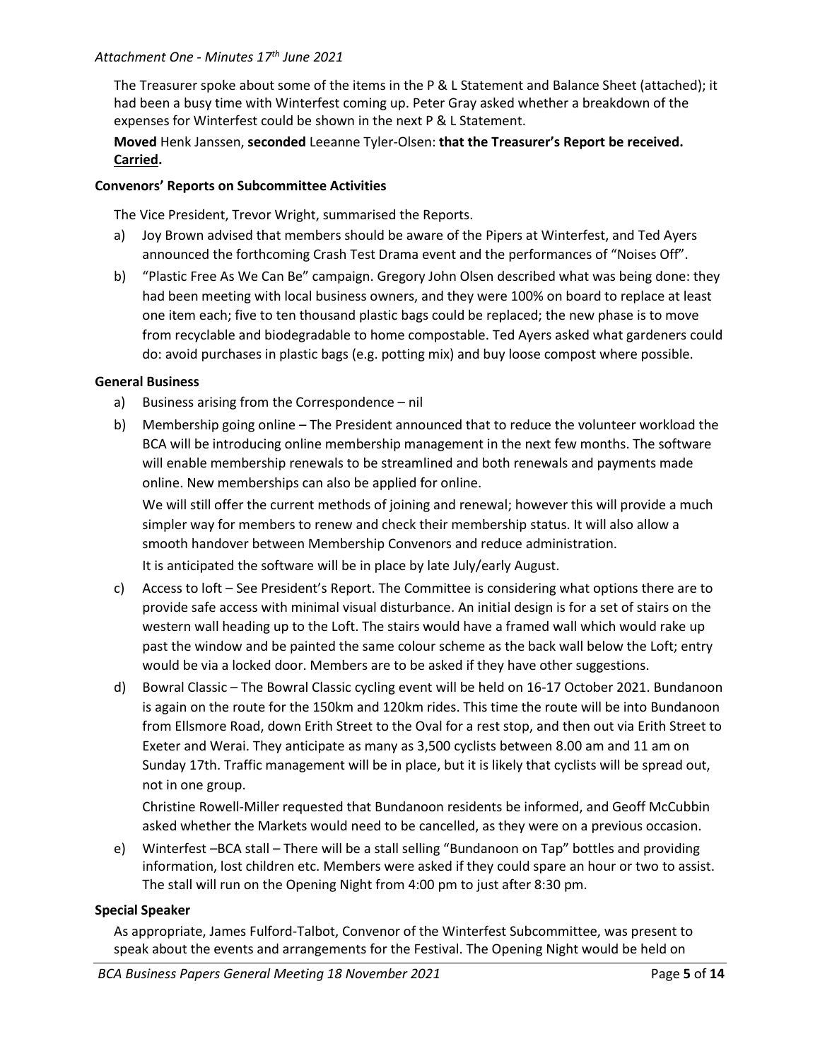The Treasurer spoke about some of the items in the P & L Statement and Balance Sheet (attached); it had been a busy time with Winterfest coming up. Peter Gray asked whether a breakdown of the expenses for Winterfest could be shown in the next P & L Statement.

**Moved** Henk Janssen, **seconded** Leeanne Tyler-Olsen: **that the Treasurer's Report be received. <u>Carried</u>.**

**Convenors' Reports on Subcommittee Activities**

The Vice President, Trevor Wright, summarised the Reports.

a) Joy Brown advised that members should be aware of the Pipers at Winterfest, and Ted Ayers announced the forthcoming Crash Test Drama event and the performances of "Noises Off".

b) "Plastic Free As We Can Be" campaign. Gregory John Olsen described what was being done: they had been meeting with local business owners, and they were 100% on board to replace at least one item each; five to ten thousand plastic bags could be replaced; the new phase is to move from recyclable and biodegradable to home compostable. Ted Ayers asked what gardeners could do: avoid purchases in plastic bags (e.g. potting mix) and buy loose compost where possible.

**General Business**

a) Business arising from the Correspondence – nil

b) Membership going online – The President announced that to reduce the volunteer workload the BCA will be introducing online membership management in the next few months. The software will enable membership renewals to be streamlined and both renewals and payments made online. New memberships can also be applied for online.

   We will still offer the current methods of joining and renewal; however this will provide a much simpler way for members to renew and check their membership status. It will also allow a smooth handover between Membership Convenors and reduce administration.

   It is anticipated the software will be in place by late July/early August.

c) Access to loft – See President's Report. The Committee is considering what options there are to provide safe access with minimal visual disturbance. An initial design is for a set of stairs on the western wall heading up to the Loft. The stairs would have a framed wall which would rake up past the window and be painted the same colour scheme as the back wall below the Loft; entry would be via a locked door. Members are to be asked if they have other suggestions.

d) Bowral Classic – The Bowral Classic cycling event will be held on 16-17 October 2021. Bundanoon is again on the route for the 150km and 120km rides. This time the route will be into Bundanoon from Ellsmore Road, down Erith Street to the Oval for a rest stop, and then out via Erith Street to Exeter and Werai. They anticipate as many as 3,500 cyclists between 8.00 am and 11 am on Sunday 17th. Traffic management will be in place, but it is likely that cyclists will be spread out, not in one group.

   Christine Rowell-Miller requested that Bundanoon residents be informed, and Geoff McCubbin asked whether the Markets would need to be cancelled, as they were on a previous occasion.

e) Winterfest –BCA stall – There will be a stall selling "Bundanoon on Tap" bottles and providing information, lost children etc. Members were asked if they could spare an hour or two to assist. The stall will run on the Opening Night from 4:00 pm to just after 8:30 pm.

**Special Speaker**

As appropriate, James Fulford-Talbot, Convenor of the Winterfest Subcommittee, was present to speak about the events and arrangements for the Festival. The Opening Night would be held on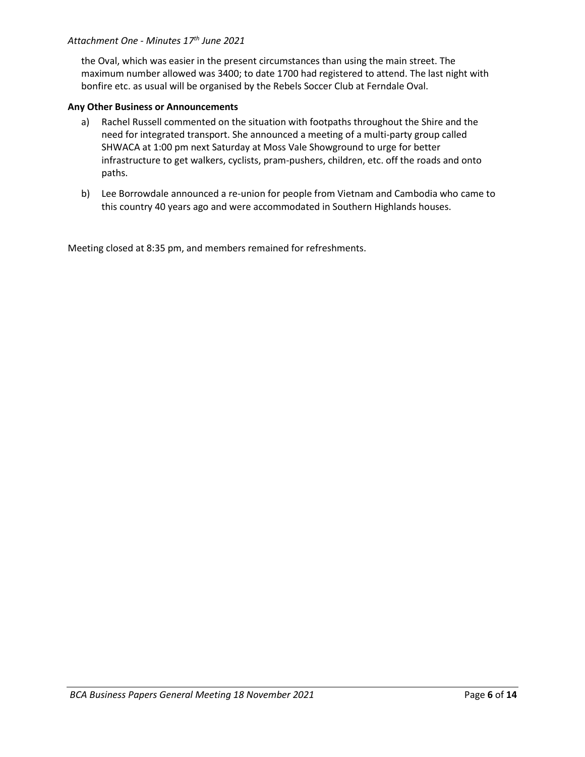the Oval, which was easier in the present circumstances than using the main street. The maximum number allowed was 3400; to date 1700 had registered to attend. The last night with bonfire etc. as usual will be organised by the Rebels Soccer Club at Ferndale Oval.

**Any Other Business or Announcements**

a) Rachel Russell commented on the situation with footpaths throughout the Shire and the need for integrated transport. She announced a meeting of a multi-party group called SHWACA at 1:00 pm next Saturday at Moss Vale Showground to urge for better infrastructure to get walkers, cyclists, pram-pushers, children, etc. off the roads and onto paths.

b) Lee Borrowdale announced a re-union for people from Vietnam and Cambodia who came to this country 40 years ago and were accommodated in Southern Highlands houses.

Meeting closed at 8:35 pm, and members remained for refreshments.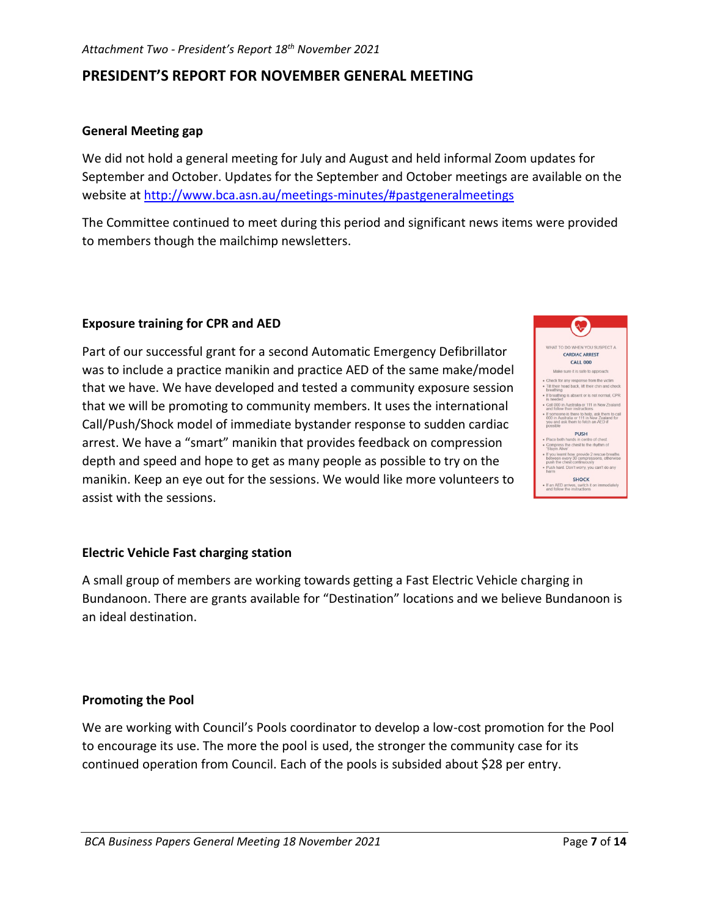*Attachment Two - President's Report 18th November 2021*

## PRESIDENT'S REPORT FOR NOVEMBER GENERAL MEETING

**General Meeting gap**

We did not hold a general meeting for July and August and held informal Zoom updates for September and October. Updates for the September and October meetings are available on the website at http://www.bca.asn.au/meetings-minutes/#pastgeneralmeetings

The Committee continued to meet during this period and significant news items were provided to members though the mailchimp newsletters.

**Exposure training for CPR and AED**

Part of our successful grant for a second Automatic Emergency Defibrillator was to include a practice manikin and practice AED of the same make/model that we have. We have developed and tested a community exposure session that we will be promoting to community members. It uses the international Call/Push/Shock model of immediate bystander response to sudden cardiac arrest. We have a "smart" manikin that provides feedback on compression depth and speed and hope to get as many people as possible to try on the manikin. Keep an eye out for the sessions. We would like more volunteers to assist with the sessions.

**Electric Vehicle Fast charging station**

A small group of members are working towards getting a Fast Electric Vehicle charging in Bundanoon. There are grants available for "Destination" locations and we believe Bundanoon is an ideal destination.

**Promoting the Pool**

We are working with Council's Pools coordinator to develop a low-cost promotion for the Pool to encourage its use. The more the pool is used, the stronger the community case for its continued operation from Council. Each of the pools is subsided about $28 per entry.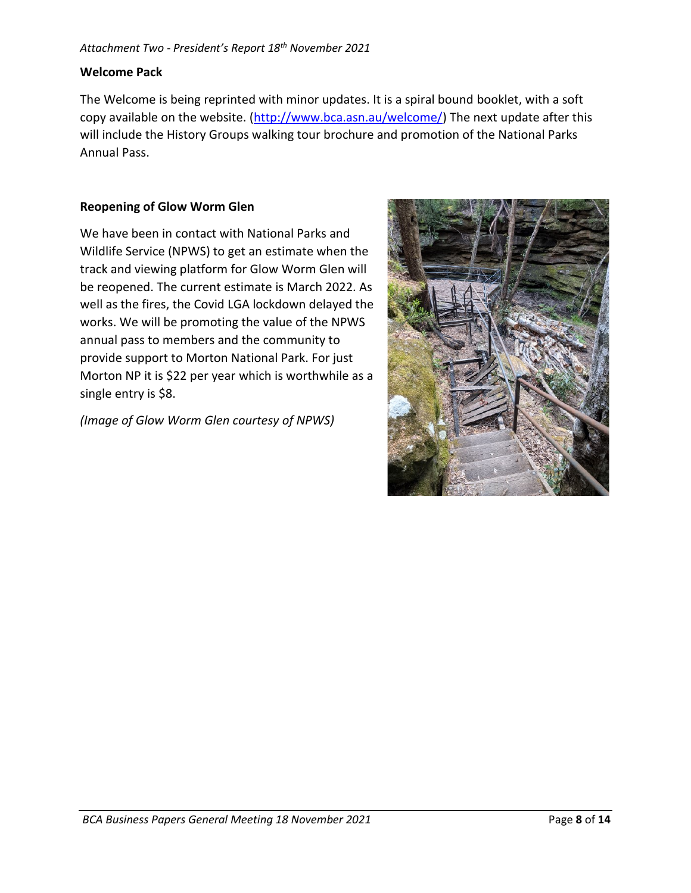*Attachment Two - President's Report 18th November 2021*

**Welcome Pack**

The Welcome is being reprinted with minor updates. It is a spiral bound booklet, with a soft copy available on the website. (http://www.bca.asn.au/welcome/) The next update after this will include the History Groups walking tour brochure and promotion of the National Parks Annual Pass.

**Reopening of Glow Worm Glen**

We have been in contact with National Parks and Wildlife Service (NPWS) to get an estimate when the track and viewing platform for Glow Worm Glen will be reopened. The current estimate is March 2022. As well as the fires, the Covid LGA lockdown delayed the works. We will be promoting the value of the NPWS annual pass to members and the community to provide support to Morton National Park. For just Morton NP it is $22 per year which is worthwhile as a single entry is $8.

*(Image of Glow Worm Glen courtesy of NPWS)*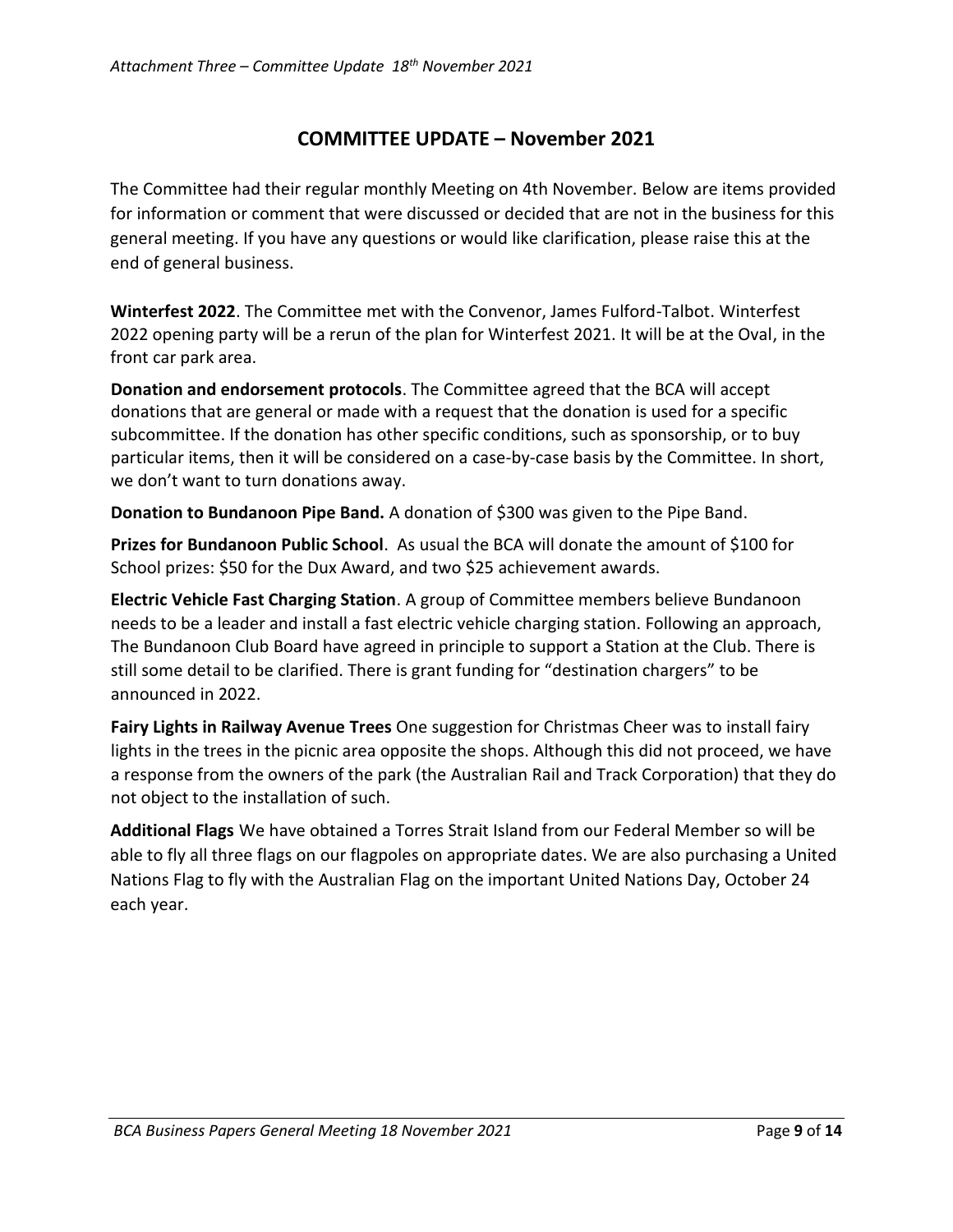## COMMITTEE UPDATE – November 2021

The Committee had their regular monthly Meeting on 4th November. Below are items provided for information or comment that were discussed or decided that are not in the business for this general meeting. If you have any questions or would like clarification, please raise this at the end of general business.

**Winterfest 2022**. The Committee met with the Convenor, James Fulford-Talbot. Winterfest 2022 opening party will be a rerun of the plan for Winterfest 2021. It will be at the Oval, in the front car park area.

**Donation and endorsement protocols**. The Committee agreed that the BCA will accept donations that are general or made with a request that the donation is used for a specific subcommittee. If the donation has other specific conditions, such as sponsorship, or to buy particular items, then it will be considered on a case-by-case basis by the Committee. In short, we don't want to turn donations away.

**Donation to Bundanoon Pipe Band.** A donation of $300 was given to the Pipe Band.

**Prizes for Bundanoon Public School**. As usual the BCA will donate the amount of $100 for School prizes: $50 for the Dux Award, and two $25 achievement awards.

**Electric Vehicle Fast Charging Station**. A group of Committee members believe Bundanoon needs to be a leader and install a fast electric vehicle charging station. Following an approach, The Bundanoon Club Board have agreed in principle to support a Station at the Club. There is still some detail to be clarified. There is grant funding for "destination chargers" to be announced in 2022.

**Fairy Lights in Railway Avenue Trees** One suggestion for Christmas Cheer was to install fairy lights in the trees in the picnic area opposite the shops. Although this did not proceed, we have a response from the owners of the park (the Australian Rail and Track Corporation) that they do not object to the installation of such.

**Additional Flags** We have obtained a Torres Strait Island from our Federal Member so will be able to fly all three flags on our flagpoles on appropriate dates. We are also purchasing a United Nations Flag to fly with the Australian Flag on the important United Nations Day, October 24 each year.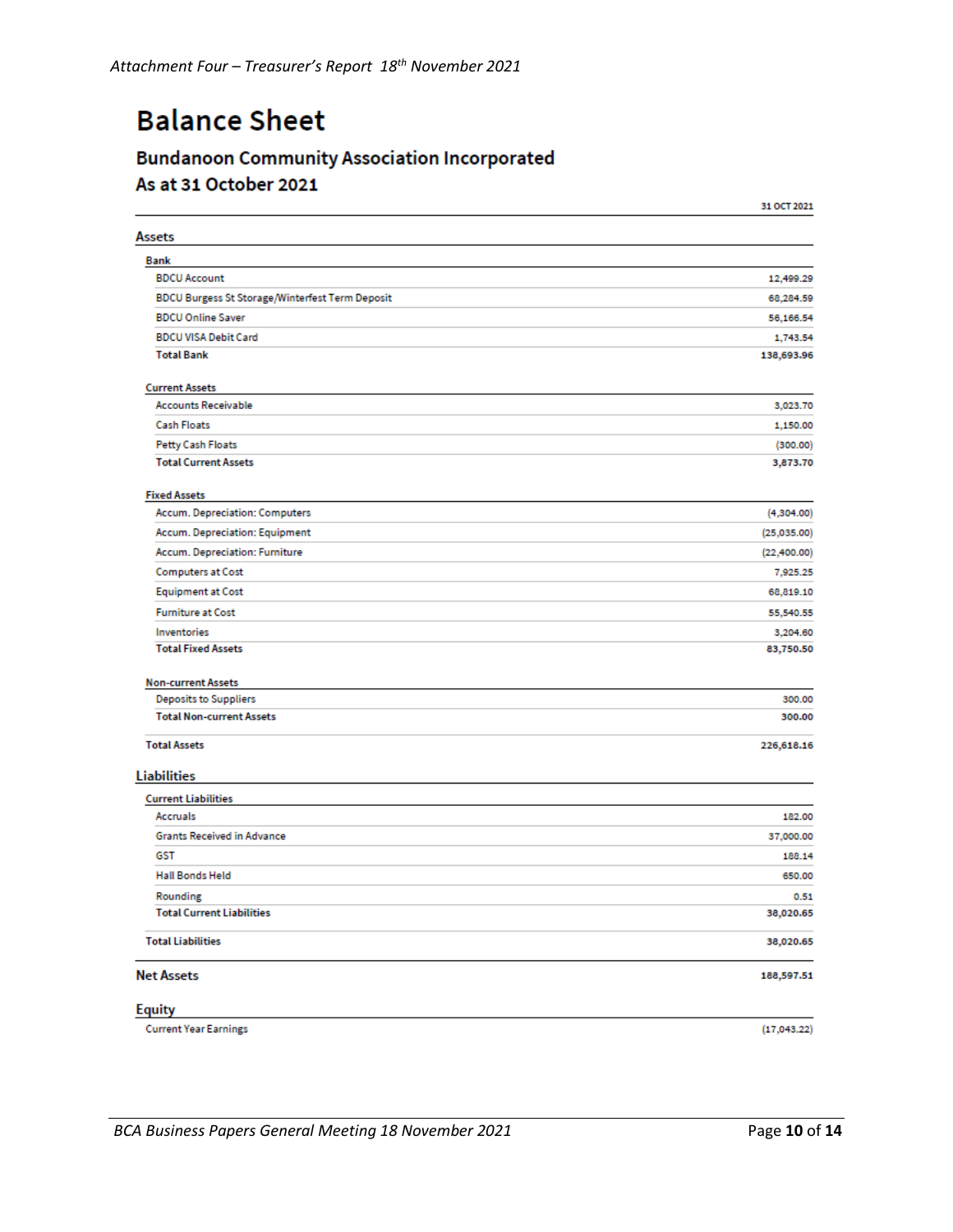*Attachment Four – Treasurer's Report 18th November 2021*

# Balance Sheet

## Bundanoon Community Association Incorporated
## As at 31 October 2021

| | 31 OCT 2021 |
|---|---|
| **Assets** | |
| **Bank** | |
| BDCU Account | 12,499.29 |
| BDCU Burgess St Storage/Winterfest Term Deposit | 68,284.59 |
| BDCU Online Saver | 56,166.54 |
| BDCU VISA Debit Card | 1,743.54 |
| **Total Bank** | **138,693.96** |
| **Current Assets** | |
| Accounts Receivable | 3,023.70 |
| Cash Floats | 1,150.00 |
| Petty Cash Floats | (300.00) |
| **Total Current Assets** | **3,873.70** |
| **Fixed Assets** | |
| Accum. Depreciation: Computers | (4,304.00) |
| Accum. Depreciation: Equipment | (25,035.00) |
| Accum. Depreciation: Furniture | (22,400.00) |
| Computers at Cost | 7,925.25 |
| Equipment at Cost | 68,819.10 |
| Furniture at Cost | 55,540.55 |
| Inventories | 3,204.60 |
| **Total Fixed Assets** | **83,750.50** |
| **Non-current Assets** | |
| Deposits to Suppliers | 300.00 |
| **Total Non-current Assets** | **300.00** |
| **Total Assets** | **226,618.16** |
| **Liabilities** | |
| **Current Liabilities** | |
| Accruals | 182.00 |
| Grants Received in Advance | 37,000.00 |
| GST | 188.14 |
| Hall Bonds Held | 650.00 |
| Rounding | 0.51 |
| **Total Current Liabilities** | **38,020.65** |
| **Total Liabilities** | **38,020.65** |
| **Net Assets** | **188,597.51** |
| **Equity** | |
| Current Year Earnings | (17,043.22) |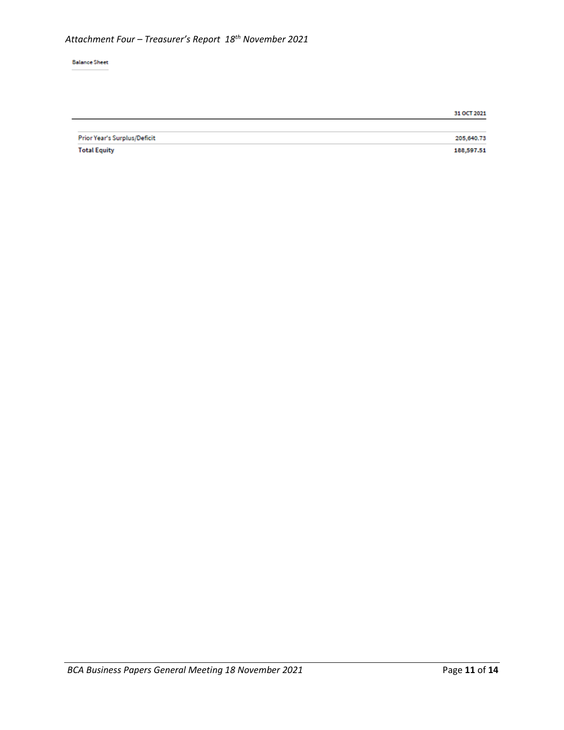*Attachment Four – Treasurer's Report 18th November 2021*

Balance Sheet

| | 31 OCT 2021 |
|---|---|
| Prior Year's Surplus/Deficit | 205,640.73 |
| **Total Equity** | **188,597.51** |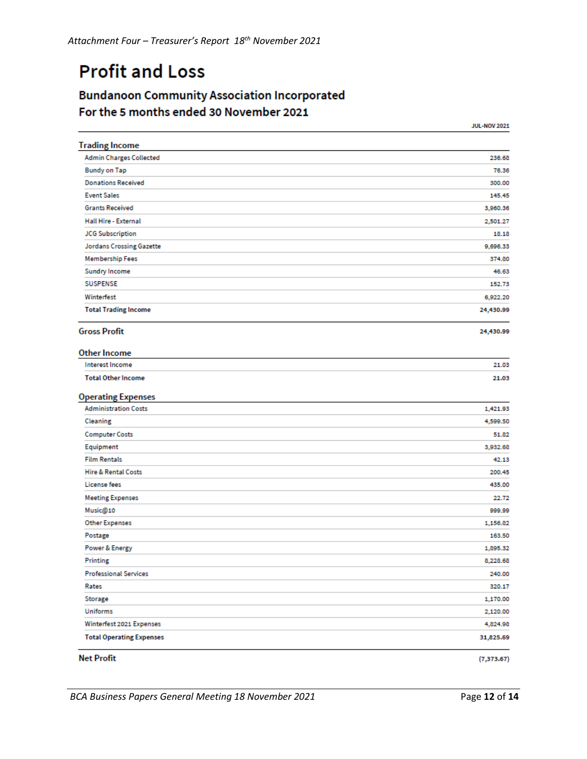*Attachment Four – Treasurer's Report 18th November 2021*

# Profit and Loss

## Bundanoon Community Association Incorporated
## For the 5 months ended 30 November 2021

| | JUL-NOV 2021 |
|---|---|
| **Trading Income** | |
| Admin Charges Collected | 236.68 |
| Bundy on Tap | 76.36 |
| Donations Received | 300.00 |
| Event Sales | 145.45 |
| Grants Received | 3,960.36 |
| Hall Hire - External | 2,501.27 |
| JCG Subscription | 18.18 |
| Jordans Crossing Gazette | 9,696.33 |
| Membership Fees | 374.80 |
| Sundry Income | 46.63 |
| SUSPENSE | 152.73 |
| Winterfest | 6,922.20 |
| **Total Trading Income** | **24,430.99** |
| **Gross Profit** | **24,430.99** |
| **Other Income** | |
| Interest Income | 21.03 |
| **Total Other Income** | **21.03** |
| **Operating Expenses** | |
| Administration Costs | 1,421.93 |
| Cleaning | 4,599.50 |
| Computer Costs | 51.82 |
| Equipment | 3,932.68 |
| Film Rentals | 42.13 |
| Hire & Rental Costs | 200.45 |
| License fees | 435.00 |
| Meeting Expenses | 22.72 |
| Music@10 | 999.99 |
| Other Expenses | 1,156.82 |
| Postage | 163.50 |
| Power & Energy | 1,895.32 |
| Printing | 8,228.68 |
| Professional Services | 240.00 |
| Rates | 320.17 |
| Storage | 1,170.00 |
| Uniforms | 2,120.00 |
| Winterfest 2021 Expenses | 4,824.98 |
| **Total Operating Expenses** | **31,825.69** |
| **Net Profit** | **(7,373.67)** |

*BCA Business Papers General Meeting 18 November 2021*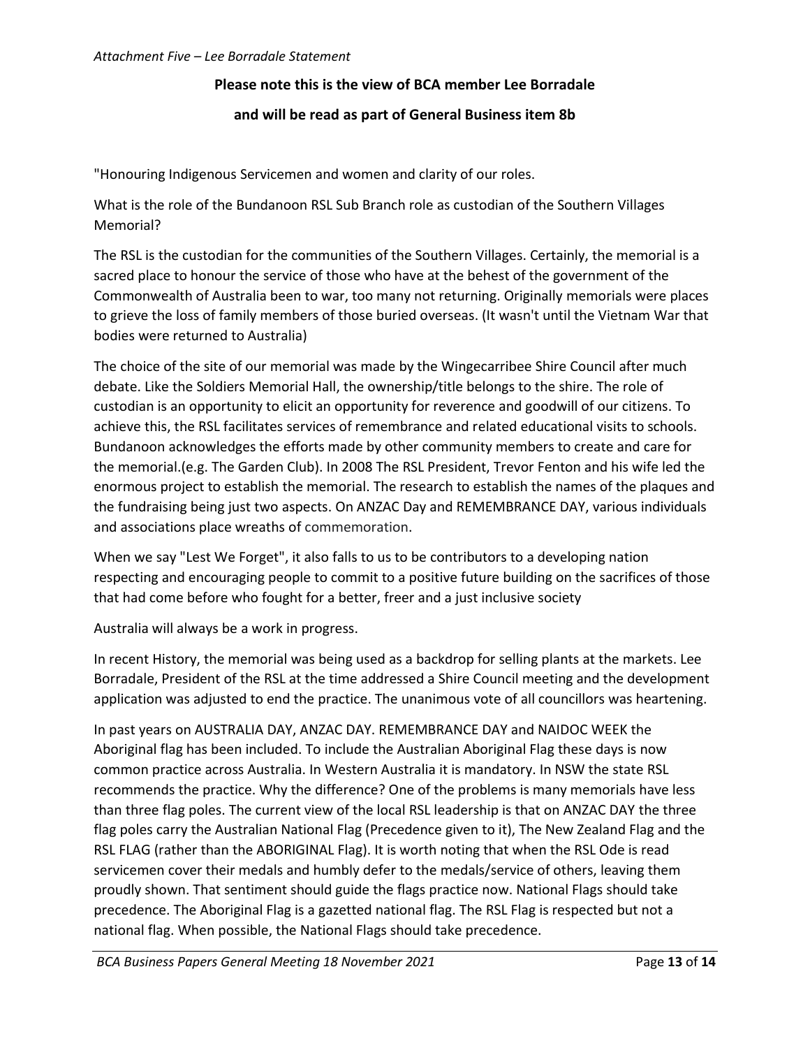*Attachment Five – Lee Borradale Statement*

**Please note this is the view of BCA member Lee Borradale**

**and will be read as part of General Business item 8b**

"Honouring Indigenous Servicemen and women and clarity of our roles.

What is the role of the Bundanoon RSL Sub Branch role as custodian of the Southern Villages Memorial?

The RSL is the custodian for the communities of the Southern Villages. Certainly, the memorial is a sacred place to honour the service of those who have at the behest of the government of the Commonwealth of Australia been to war, too many not returning. Originally memorials were places to grieve the loss of family members of those buried overseas. (It wasn't until the Vietnam War that bodies were returned to Australia)

The choice of the site of our memorial was made by the Wingecarribee Shire Council after much debate. Like the Soldiers Memorial Hall, the ownership/title belongs to the shire. The role of custodian is an opportunity to elicit an opportunity for reverence and goodwill of our citizens. To achieve this, the RSL facilitates services of remembrance and related educational visits to schools. Bundanoon acknowledges the efforts made by other community members to create and care for the memorial.(e.g. The Garden Club). In 2008 The RSL President, Trevor Fenton and his wife led the enormous project to establish the memorial. The research to establish the names of the plaques and the fundraising being just two aspects. On ANZAC Day and REMEMBRANCE DAY, various individuals and associations place wreaths of commemoration.

When we say "Lest We Forget", it also falls to us to be contributors to a developing nation respecting and encouraging people to commit to a positive future building on the sacrifices of those that had come before who fought for a better, freer and a just inclusive society

Australia will always be a work in progress.

In recent History, the memorial was being used as a backdrop for selling plants at the markets. Lee Borradale, President of the RSL at the time addressed a Shire Council meeting and the development application was adjusted to end the practice. The unanimous vote of all councillors was heartening.

In past years on AUSTRALIA DAY, ANZAC DAY. REMEMBRANCE DAY and NAIDOC WEEK the Aboriginal flag has been included. To include the Australian Aboriginal Flag these days is now common practice across Australia. In Western Australia it is mandatory. In NSW the state RSL recommends the practice. Why the difference? One of the problems is many memorials have less than three flag poles. The current view of the local RSL leadership is that on ANZAC DAY the three flag poles carry the Australian National Flag (Precedence given to it), The New Zealand Flag and the RSL FLAG (rather than the ABORIGINAL Flag). It is worth noting that when the RSL Ode is read servicemen cover their medals and humbly defer to the medals/service of others, leaving them proudly shown. That sentiment should guide the flags practice now. National Flags should take precedence. The Aboriginal Flag is a gazetted national flag. The RSL Flag is respected but not a national flag. When possible, the National Flags should take precedence.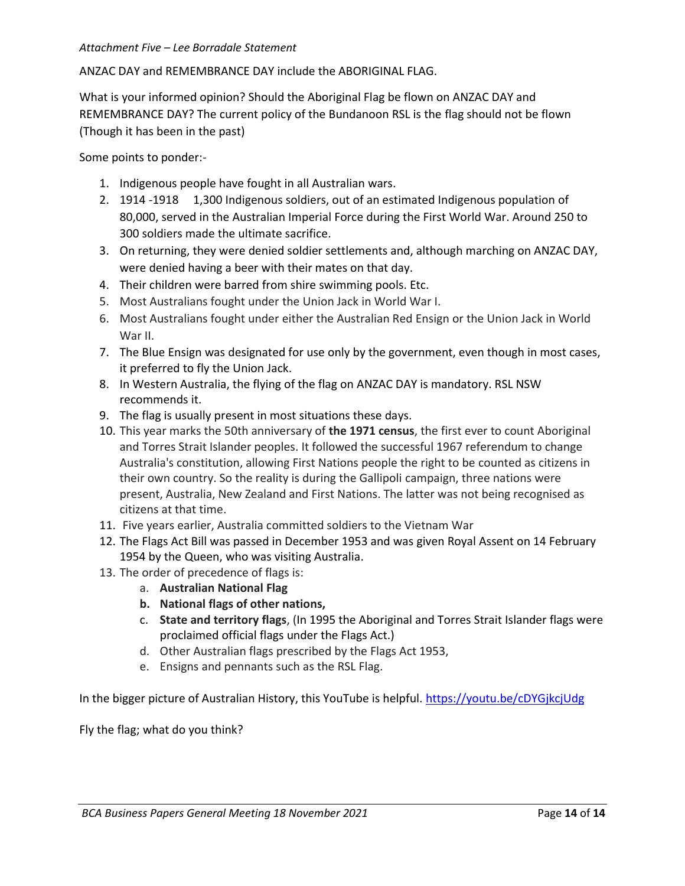*Attachment Five – Lee Borradale Statement*

ANZAC DAY and REMEMBRANCE DAY include the ABORIGINAL FLAG.

What is your informed opinion? Should the Aboriginal Flag be flown on ANZAC DAY and REMEMBRANCE DAY? The current policy of the Bundanoon RSL is the flag should not be flown (Though it has been in the past)

Some points to ponder:-

1. Indigenous people have fought in all Australian wars.
2. 1914 -1918 1,300 Indigenous soldiers, out of an estimated Indigenous population of 80,000, served in the Australian Imperial Force during the First World War. Around 250 to 300 soldiers made the ultimate sacrifice.
3. On returning, they were denied soldier settlements and, although marching on ANZAC DAY, were denied having a beer with their mates on that day.
4. Their children were barred from shire swimming pools. Etc.
5. Most Australians fought under the Union Jack in World War I.
6. Most Australians fought under either the Australian Red Ensign or the Union Jack in World War II.
7. The Blue Ensign was designated for use only by the government, even though in most cases, it preferred to fly the Union Jack.
8. In Western Australia, the flying of the flag on ANZAC DAY is mandatory. RSL NSW recommends it.
9. The flag is usually present in most situations these days.
10. This year marks the 50th anniversary of **the 1971 census**, the first ever to count Aboriginal and Torres Strait Islander peoples. It followed the successful 1967 referendum to change Australia's constitution, allowing First Nations people the right to be counted as citizens in their own country. So the reality is during the Gallipoli campaign, three nations were present, Australia, New Zealand and First Nations. The latter was not being recognised as citizens at that time.
11. Five years earlier, Australia committed soldiers to the Vietnam War
12. The Flags Act Bill was passed in December 1953 and was given Royal Assent on 14 February 1954 by the Queen, who was visiting Australia.
13. The order of precedence of flags is:
    a. **Australian National Flag**
    b. **National flags of other nations,**
    c. **State and territory flags**, (In 1995 the Aboriginal and Torres Strait Islander flags were proclaimed official flags under the Flags Act.)
    d. Other Australian flags prescribed by the Flags Act 1953,
    e. Ensigns and pennants such as the RSL Flag.

In the bigger picture of Australian History, this YouTube is helpful. https://youtu.be/cDYGjkcjUdg

Fly the flag; what do you think?